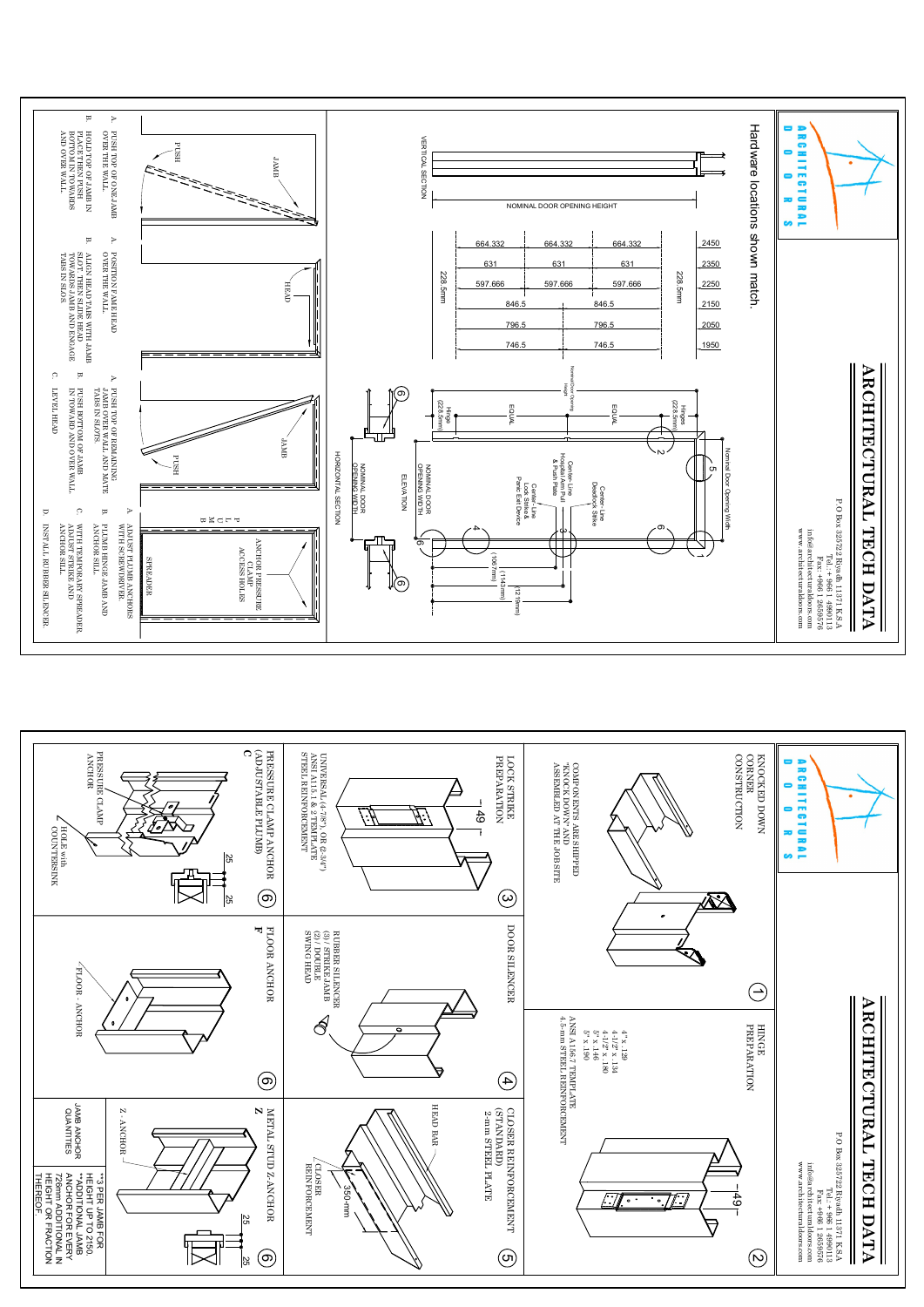# ARCHITECTURAL TECH DATA

ARCHITECTURAL DOORS

P O Box 325722 Riyadh 11371 K.S.A
Tel: +966 1 4980113
Fax: +966 1 2858576
info@architecturaldoors.com
www.architecturaldoors.com

## Hardware locations shown match.

| Nominal Door Opening Height | | | |
|---|---|---|---|
| 2450 | 664.332 | 664.332 | 664.332 |
| 2350 | 631 | 631 | 631 |
| 2250 | 597.666 | 597.666 | 597.666 |
| 2150 | 846.5 | | 846.5 |
| 2050 | 796.5 | | 796.5 |
| 1950 | 746.5 | | 746.5 |

228.5mm — 228.5mm

VERTICAL SECTION — NOMINAL DOOR OPENING HEIGHT

ELEVATION: Nominal Door Opening Width; Hinges (228.5mm); EQUAL; EQUAL; Hinge (228.5mm); Nominal Door Opening Height; Center Line Deadlock Strike; Center Line Hospital Arm Pull & Push Plate; Center Line Lock Strike & Panic Exit Device; (1219mm); (1143mm); (1067mm); NOMINAL DOOR OPENING WIDTH

HORIZONTAL SECTION — NOMINAL DOOR OPENING WIDTH

Installation (labels: JAMB, PUSH, HEAD, SPREADER, ANCHOR PRESSURE CLAMP ACCESS HOLES, PLUMB):

A. PUSH TOP OF ONE JAMB OVER THE WALL.
B. HOLD TOP OF JAMB IN PLACE THEN PUSH BOTTOM IN TOWARDS AND OVER WALL.

A. POSITION FAME HEAD OVER THE WALL.
B. ALIGN HEAD TABS WITH JAMB SLOT, THEN SLIDE HEAD TOWARDS JAMB AND ENGAGE TABS IN SLOTS.

A. PUSH TOP OF REMAINING JAMB OVER WALL AND MATE TABS IN SLOTS.
B. PUSH BOTTOM OF JAMB IN TOWARD AND OVER WALL.
C. LEVEL HEAD.

A. ADJUST PLUMB ANCHORS WITH SCREWDRIVER.
B. PLUMB HINGE JAMB AND ANCHOR SILL.
C. WITH TEMPORARY SPREADER IN TOWARD ADJUST STRIKE AND ANCHOR SILL.
D. INSTALL RUBBER SILENCER.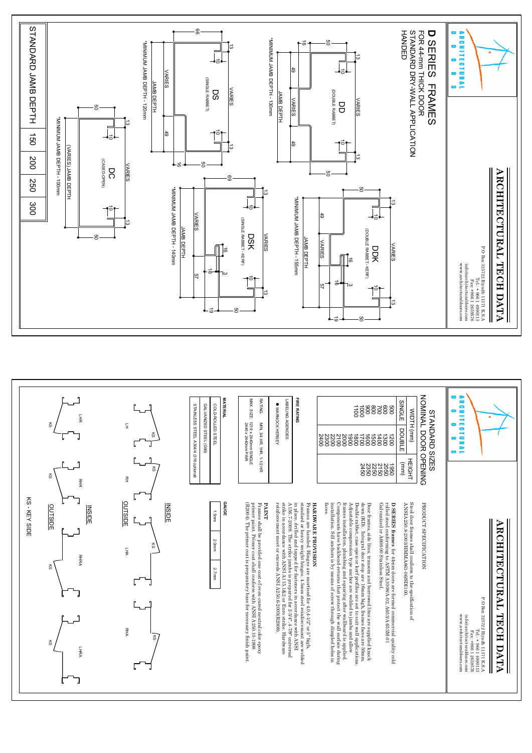# D SERIES FRAMES

FOR 44-mm THICK DOOR
STANDARD DRY-WALL APPLICATION
HANDED

# ARCHITECTURAL TECH DATA

P.O Box 325722 Riyadh 11371 K.S.A
Tel: +966 1 4980113
Fax:+966 1 2656576
info@architecturaldoors.com
www.architecturaldoors.com

DD (DOUBLE RABBET)
*MINIMUM JAMB DEPTH - 130mm

DDK (DOUBLE RABBET - KERF)
*MINIMUM JAMB DEPTH - 155mm

DS (SINGLE RABBET)
*MINIMUM JAMB DEPTH - 120mm

DSK (SINGLE RABBET - KERF)
*MINIMUM JAMB DEPTH - 140mm

DC (CASED-OPEN)
*MINIMUM JAMB DEPTH - 100mm

| STANDARD JAMB DEPTH | 150 | 200 | 250 | 300 |
|---|---|---|---|---|

## STANDARD SIZES
## NOMINAL DOOR OPENING

| WIDTH (mm) | | HEIGHT (mm) |
|---|---|---|
| SINGLE | DOUBLE | |
| 500 | 1200 | 1950 |
| 600 | 1300 | 2050 |
| 700 | 1400 | 2150 |
| 800 | 1500 | 2250 |
| 900 | 1600 | 2350 |
| 1000 | 1700 | 2450 |
| 1100 | 1800 | |
| | 1900 | |
| | 2000 | |
| | 2100 | |
| | 2200 | |
| | 2300 | |
| | 2400 | |

**FIRE RATING**

LABELING AGENCIES
- WARNOCK HERSEY

RATING: MIN. 3/4 HR., 1HR., 1-1/2 HR.
MAX. SIZE: 1219 x 2440mm SINGLE
2440 x 2440mm PAIR

**MATERIAL**

- COLD-ROLLED STEEL
- GALVANIZED STEEL (G90)
- STAINLESS STEEL A304/4 (316 optional)

PRODUCT SPECIFICATION

Steel door frames shall conform to the specification of ANSI/A250.8-2003(HMMA861-06(SDI100.

**D SERIES frames** for 44mm doors are formed commercial quality cold rolled steel conforming to ASTM A1008/A-02, A653/A 653M-01 Galvanized or A666-00 Stainless Steel.

Door frames, side lites, transom and borrowed lites are supplied knock down (KD). Integral door stop are 16mm high, frames faces are 50mm. Double rabbet, case open or kerf profiles are set to suit wall applications. Adjustable compression type anchors are welded to jambs and allow frames installation, then plumbing and squaring after drywall is applied. Components have backbend-returns that protect the wall surface during installation. Sill anchors is by means of screw through dimpled holes in faces.

**HARDWARE PROVISION**

Frames are handed. Hinges are mortised for 4 1/4-1/2" or 5" high, standard or heavy weight hinges. 4.5mm steel reinforcement are welded in place, drilled and tapped for fasteners in accordance with ANSI A156.7-2009. The strike jambs is prepared for 2-3/4", 4-7/8" universal strike in accordance with ANSI A115.1&2 or Euro strike. Hardware reinforcement meet or exceeds ANSI A250.6-2003(R2008).

**PAINT**

Frames shall be provided one coat of oven-cured neutral color epoxy primer paint. Primer coat shall conform with ANSI A250.10-1998 (R2004). The primer coat is preparatory base for necessary finish paint.

**GAUGE**

| 1.5mm | 2.0mm | 2.7mm |
|---|---|---|

INSIDE

OUTSIDE

LH, RH, LHA, RHA

INSIDE

OUTSIDE

LHR, RHR, RHRA, LHRA

KS - KEY SIDE